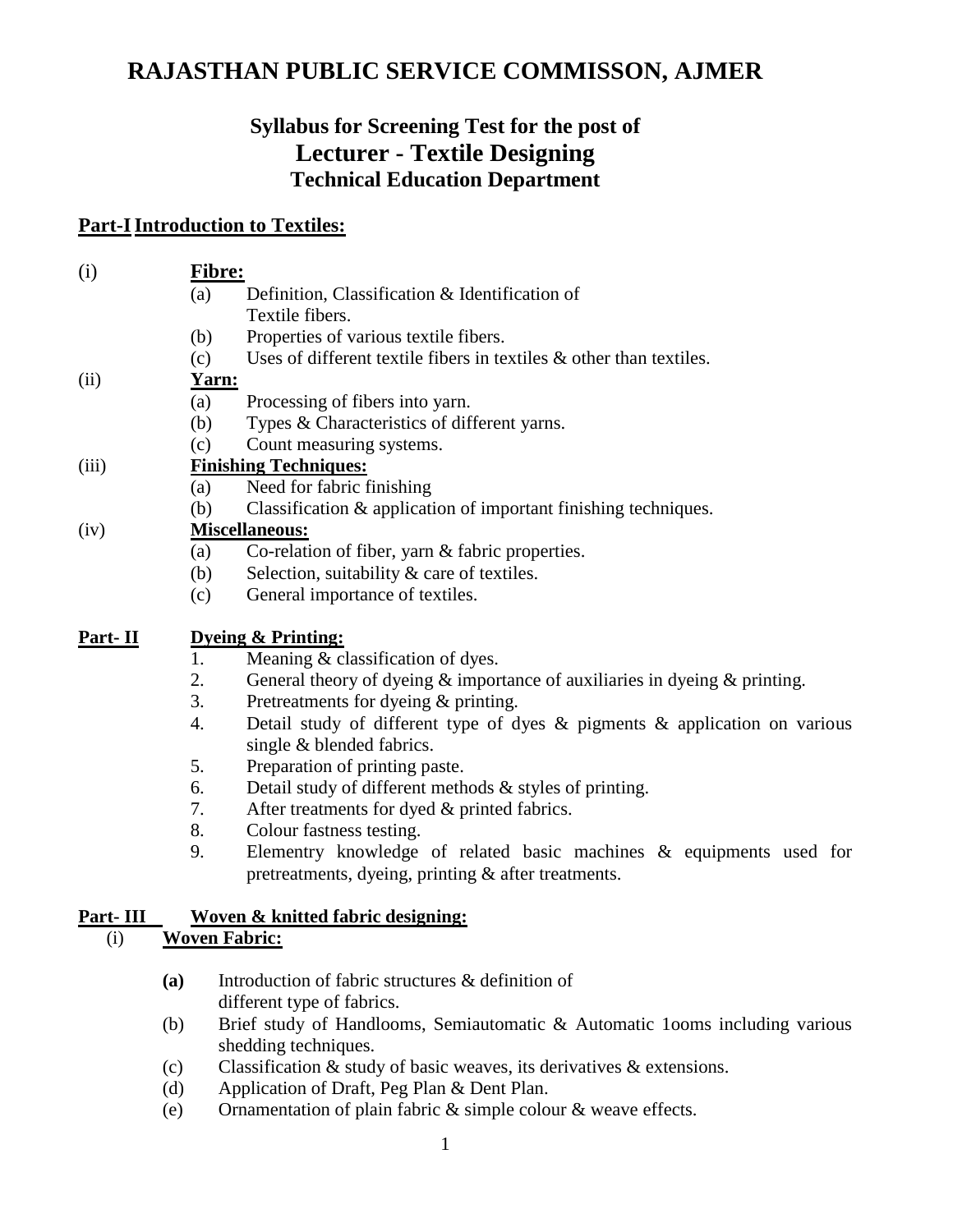# RAJASTHAN PUBLIC SERVICE COMMISSON, AJMER

## Syllabus for Screening Test for the post of
## Lecturer - Textile Designing
### Technical Education Department

## Part-I Introduction to Textiles:

(i) **Fibre:**

- (a) Definition, Classification & Identification of Textile fibers.
- (b) Properties of various textile fibers.
- (c) Uses of different textile fibers in textiles & other than textiles.

(ii) **Yarn:**

- (a) Processing of fibers into yarn.
- (b) Types & Characteristics of different yarns.
- (c) Count measuring systems.

(iii) **Finishing Techniques:**

- (a) Need for fabric finishing
- (b) Classification & application of important finishing techniques.

(iv) **Miscellaneous:**

- (a) Co-relation of fiber, yarn & fabric properties.
- (b) Selection, suitability & care of textiles.
- (c) General importance of textiles.

## Part- II Dyeing & Printing:

1. Meaning & classification of dyes.
2. General theory of dyeing & importance of auxiliaries in dyeing & printing.
3. Pretreatments for dyeing & printing.
4. Detail study of different type of dyes & pigments & application on various single & blended fabrics.
5. Preparation of printing paste.
6. Detail study of different methods & styles of printing.
7. After treatments for dyed & printed fabrics.
8. Colour fastness testing.
9. Elementry knowledge of related basic machines & equipments used for pretreatments, dyeing, printing & after treatments.

## Part- III Woven & knitted fabric designing:

(i) **Woven Fabric:**

- **(a)** Introduction of fabric structures & definition of different type of fabrics.
- (b) Brief study of Handlooms, Semiautomatic & Automatic 1ooms including various shedding techniques.
- (c) Classification & study of basic weaves, its derivatives & extensions.
- (d) Application of Draft, Peg Plan & Dent Plan.
- (e) Ornamentation of plain fabric & simple colour & weave effects.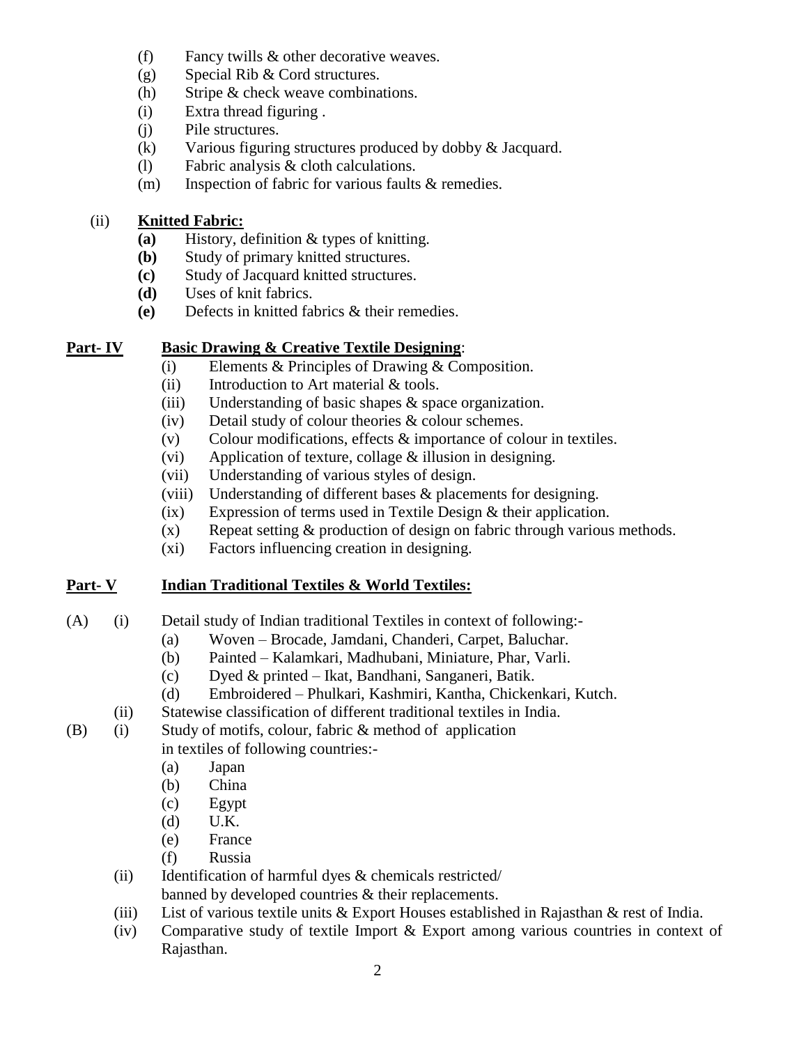- (f) Fancy twills & other decorative weaves.
- (g) Special Rib & Cord structures.
- (h) Stripe & check weave combinations.
- (i) Extra thread figuring .
- (j) Pile structures.
- (k) Various figuring structures produced by dobby & Jacquard.
- (l) Fabric analysis & cloth calculations.
- (m) Inspection of fabric for various faults & remedies.

(ii) **Knitted Fabric:**

- **(a)** History, definition & types of knitting.
- **(b)** Study of primary knitted structures.
- **(c)** Study of Jacquard knitted structures.
- **(d)** Uses of knit fabrics.
- **(e)** Defects in knitted fabrics & their remedies.

## Part- IV Basic Drawing & Creative Textile Designing:

- (i) Elements & Principles of Drawing & Composition.
- (ii) Introduction to Art material & tools.
- (iii) Understanding of basic shapes & space organization.
- (iv) Detail study of colour theories & colour schemes.
- (v) Colour modifications, effects & importance of colour in textiles.
- (vi) Application of texture, collage & illusion in designing.
- (vii) Understanding of various styles of design.
- (viii) Understanding of different bases & placements for designing.
- (ix) Expression of terms used in Textile Design & their application.
- (x) Repeat setting & production of design on fabric through various methods.
- (xi) Factors influencing creation in designing.

## Part- V Indian Traditional Textiles & World Textiles:

(A) (i) Detail study of Indian traditional Textiles in context of following:-

- (a) Woven – Brocade, Jamdani, Chanderi, Carpet, Baluchar.
- (b) Painted – Kalamkari, Madhubani, Miniature, Phar, Varli.
- (c) Dyed & printed – Ikat, Bandhani, Sanganeri, Batik.
- (d) Embroidered – Phulkari, Kashmiri, Kantha, Chickenkari, Kutch.

(ii) Statewise classification of different traditional textiles in India.

(B) (i) Study of motifs, colour, fabric & method of application in textiles of following countries:-

- (a) Japan
- (b) China
- (c) Egypt
- (d) U.K.
- (e) France
- (f) Russia

(ii) Identification of harmful dyes & chemicals restricted/ banned by developed countries & their replacements.

(iii) List of various textile units & Export Houses established in Rajasthan & rest of India.

(iv) Comparative study of textile Import & Export among various countries in context of Rajasthan.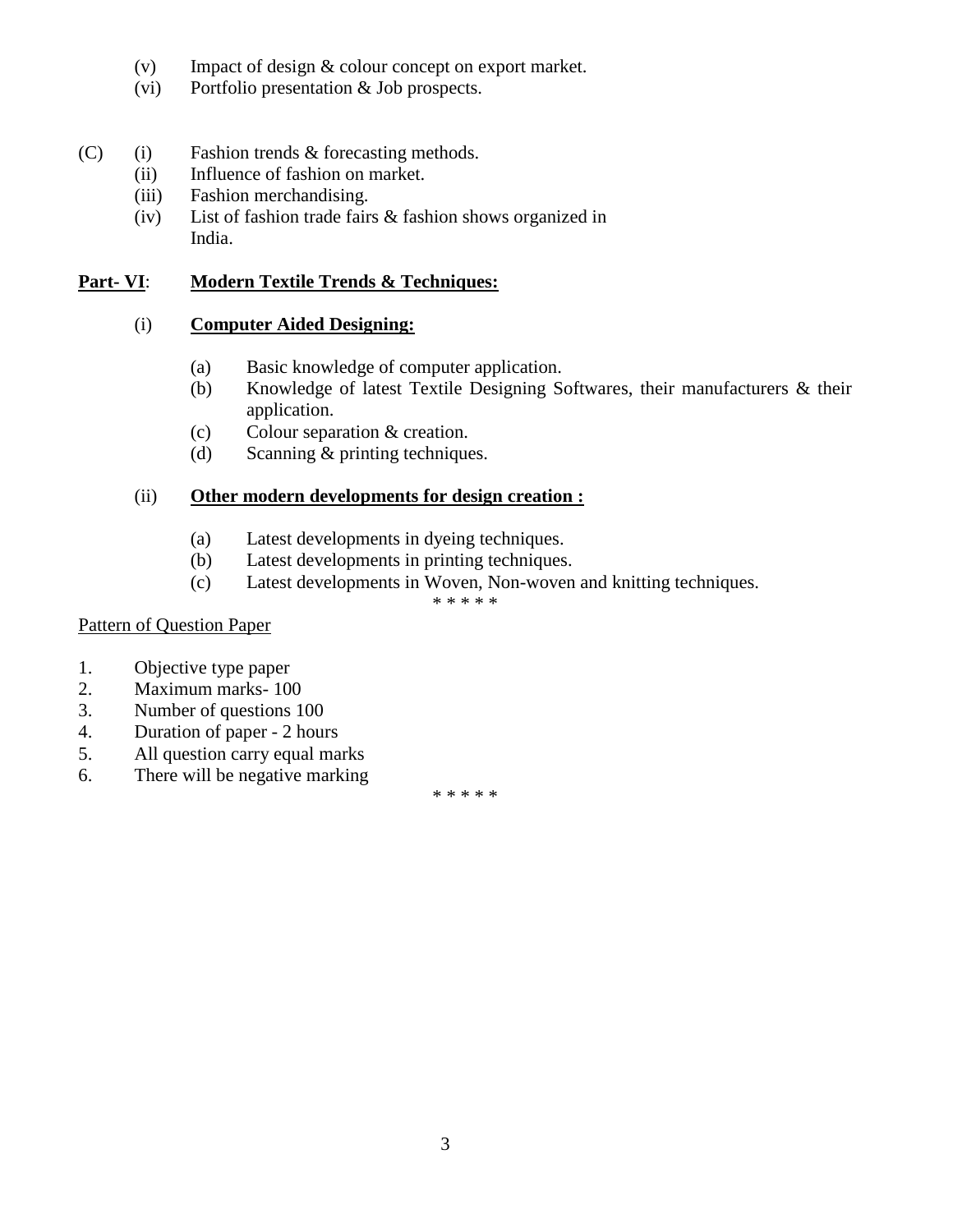(v) Impact of design & colour concept on export market.

(vi) Portfolio presentation & Job prospects.

(C) (i) Fashion trends & forecasting methods.

(ii) Influence of fashion on market.

(iii) Fashion merchandising.

(iv) List of fashion trade fairs & fashion shows organized in India.

**<u>Part- VI</u>**: **<u>Modern Textile Trends & Techniques:</u>**

(i) **<u>Computer Aided Designing:</u>**

(a) Basic knowledge of computer application.

(b) Knowledge of latest Textile Designing Softwares, their manufacturers & their application.

(c) Colour separation & creation.

(d) Scanning & printing techniques.

(ii) **<u>Other modern developments for design creation :</u>**

(a) Latest developments in dyeing techniques.

(b) Latest developments in printing techniques.

(c) Latest developments in Woven, Non-woven and knitting techniques.

\* \* \* \* \*

<u>Pattern of Question Paper</u>

1. Objective type paper
2. Maximum marks- 100
3. Number of questions 100
4. Duration of paper - 2 hours
5. All question carry equal marks
6. There will be negative marking

\* \* \* \* \*